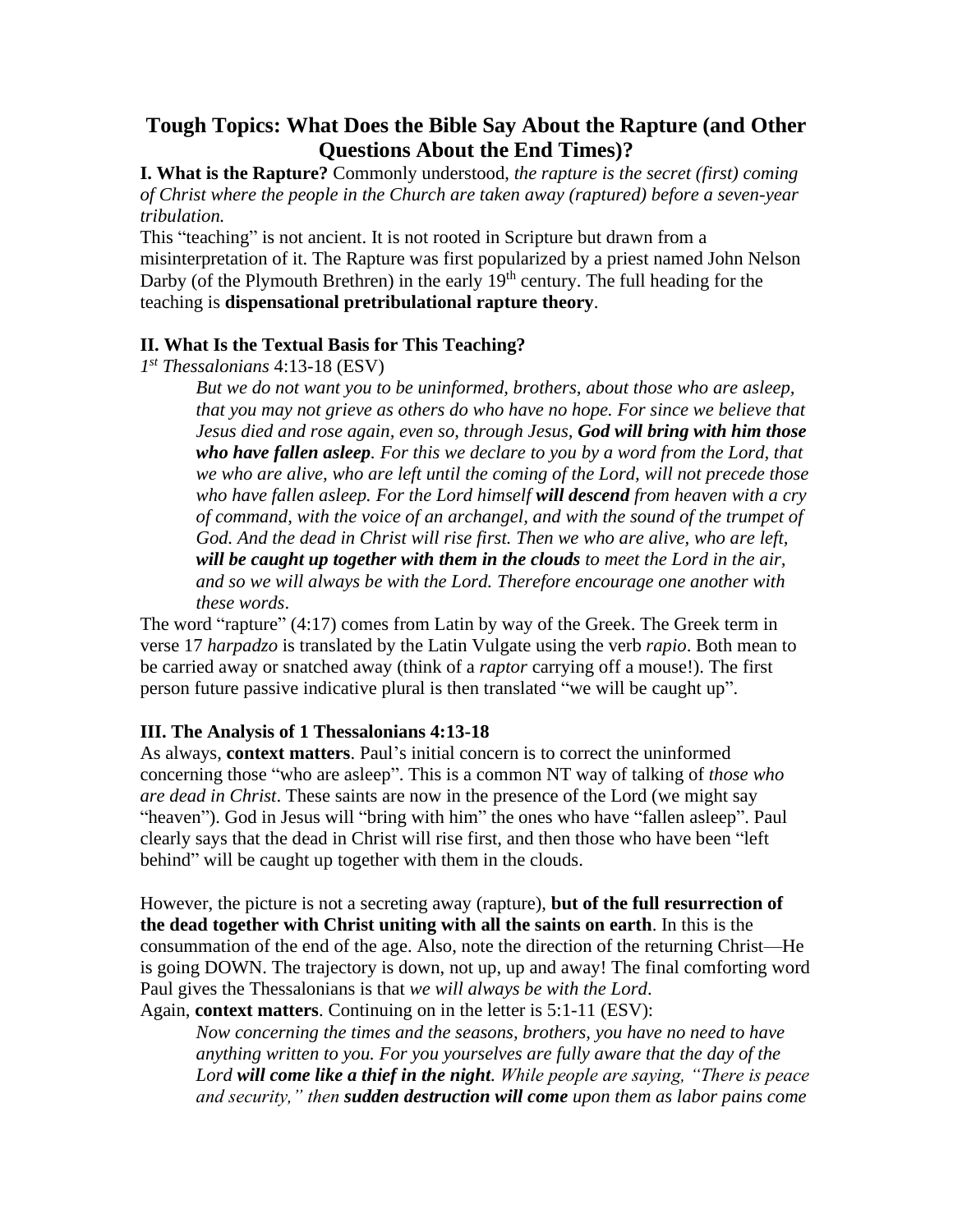# Tough Topics: What Does the Bible Say About the Rapture (and Other Questions About the End Times)?

**I. What is the Rapture?** Commonly understood, *the rapture is the secret (first) coming of Christ where the people in the Church are taken away (raptured) before a seven-year tribulation.*

This "teaching" is not ancient. It is not rooted in Scripture but drawn from a misinterpretation of it. The Rapture was first popularized by a priest named John Nelson Darby (of the Plymouth Brethren) in the early 19th century. The full heading for the teaching is **dispensational pretribulational rapture theory**.

## II. What Is the Textual Basis for This Teaching?

*1st Thessalonians* 4:13-18 (ESV)

> *But we do not want you to be uninformed, brothers, about those who are asleep, that you may not grieve as others do who have no hope. For since we believe that Jesus died and rose again, even so, through Jesus,* ***God will bring with him those who have fallen asleep****. For this we declare to you by a word from the Lord, that we who are alive, who are left until the coming of the Lord, will not precede those who have fallen asleep. For the Lord himself* ***will descend*** *from heaven with a cry of command, with the voice of an archangel, and with the sound of the trumpet of God. And the dead in Christ will rise first. Then we who are alive, who are left,* ***will be caught up together with them in the clouds*** *to meet the Lord in the air, and so we will always be with the Lord. Therefore encourage one another with these words*.

The word "rapture" (4:17) comes from Latin by way of the Greek. The Greek term in verse 17 *harpadzo* is translated by the Latin Vulgate using the verb *rapio*. Both mean to be carried away or snatched away (think of a *raptor* carrying off a mouse!). The first person future passive indicative plural is then translated "we will be caught up".

## III. The Analysis of 1 Thessalonians 4:13-18

As always, **context matters**. Paul's initial concern is to correct the uninformed concerning those "who are asleep". This is a common NT way of talking of *those who are dead in Christ*. These saints are now in the presence of the Lord (we might say "heaven"). God in Jesus will "bring with him" the ones who have "fallen asleep". Paul clearly says that the dead in Christ will rise first, and then those who have been "left behind" will be caught up together with them in the clouds.

However, the picture is not a secreting away (rapture), **but of the full resurrection of the dead together with Christ uniting with all the saints on earth**. In this is the consummation of the end of the age. Also, note the direction of the returning Christ—He is going DOWN. The trajectory is down, not up, up and away! The final comforting word Paul gives the Thessalonians is that *we will always be with the Lord*.

Again, **context matters**. Continuing on in the letter is 5:1-11 (ESV):

> *Now concerning the times and the seasons, brothers, you have no need to have anything written to you. For you yourselves are fully aware that the day of the Lord* ***will come like a thief in the night****. While people are saying, "There is peace and security," then* ***sudden destruction will come*** *upon them as labor pains come*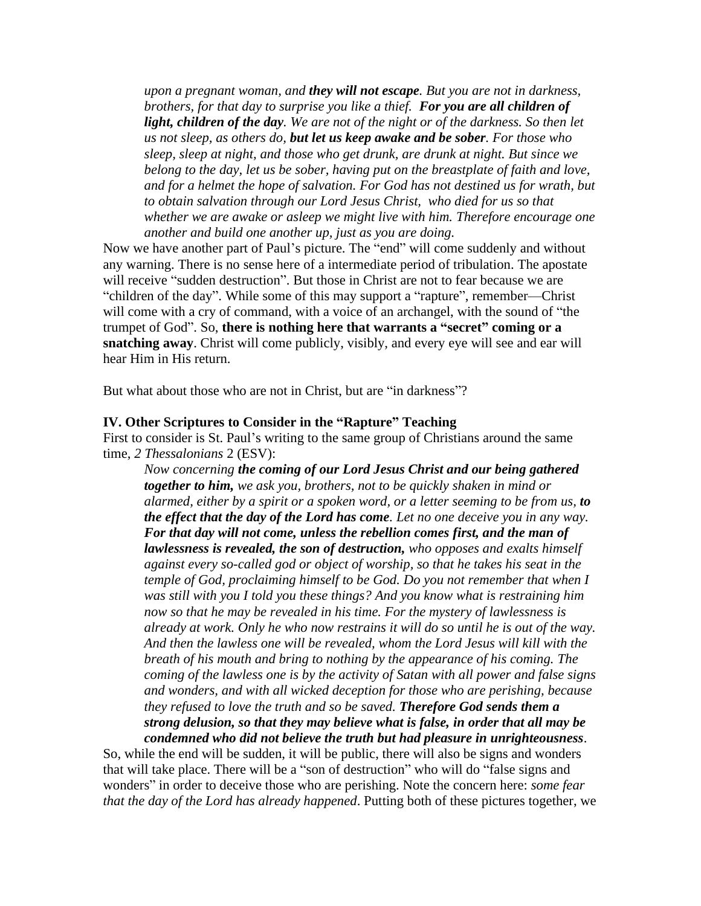> *upon a pregnant woman, and* ***they will not escape****. But you are not in darkness, brothers, for that day to surprise you like a thief.* ***For you are all children of light, children of the day****. We are not of the night or of the darkness. So then let us not sleep, as others do,* ***but let us keep awake and be sober****. For those who sleep, sleep at night, and those who get drunk, are drunk at night. But since we belong to the day, let us be sober, having put on the breastplate of faith and love, and for a helmet the hope of salvation. For God has not destined us for wrath, but to obtain salvation through our Lord Jesus Christ, who died for us so that whether we are awake or asleep we might live with him. Therefore encourage one another and build one another up, just as you are doing.*

Now we have another part of Paul's picture. The "end" will come suddenly and without any warning. There is no sense here of a intermediate period of tribulation. The apostate will receive "sudden destruction". But those in Christ are not to fear because we are "children of the day". While some of this may support a "rapture", remember—Christ will come with a cry of command, with a voice of an archangel, with the sound of "the trumpet of God". So, **there is nothing here that warrants a "secret" coming or a snatching away**. Christ will come publicly, visibly, and every eye will see and ear will hear Him in His return.

But what about those who are not in Christ, but are "in darkness"?

**IV. Other Scriptures to Consider in the "Rapture" Teaching**

First to consider is St. Paul's writing to the same group of Christians around the same time, *2 Thessalonians* 2 (ESV):

> *Now concerning* ***the coming of our Lord Jesus Christ and our being gathered together to him,*** *we ask you, brothers, not to be quickly shaken in mind or alarmed, either by a spirit or a spoken word, or a letter seeming to be from us,* ***to the effect that the day of the Lord has come****. Let no one deceive you in any way.* ***For that day will not come, unless the rebellion comes first, and the man of lawlessness is revealed, the son of destruction,*** *who opposes and exalts himself against every so-called god or object of worship, so that he takes his seat in the temple of God, proclaiming himself to be God. Do you not remember that when I was still with you I told you these things? And you know what is restraining him now so that he may be revealed in his time. For the mystery of lawlessness is already at work. Only he who now restrains it will do so until he is out of the way. And then the lawless one will be revealed, whom the Lord Jesus will kill with the breath of his mouth and bring to nothing by the appearance of his coming. The coming of the lawless one is by the activity of Satan with all power and false signs and wonders, and with all wicked deception for those who are perishing, because they refused to love the truth and so be saved.* ***Therefore God sends them a strong delusion, so that they may believe what is false, in order that all may be condemned who did not believe the truth but had pleasure in unrighteousness****.*

So, while the end will be sudden, it will be public, there will also be signs and wonders that will take place. There will be a "son of destruction" who will do "false signs and wonders" in order to deceive those who are perishing. Note the concern here: *some fear that the day of the Lord has already happened*. Putting both of these pictures together, we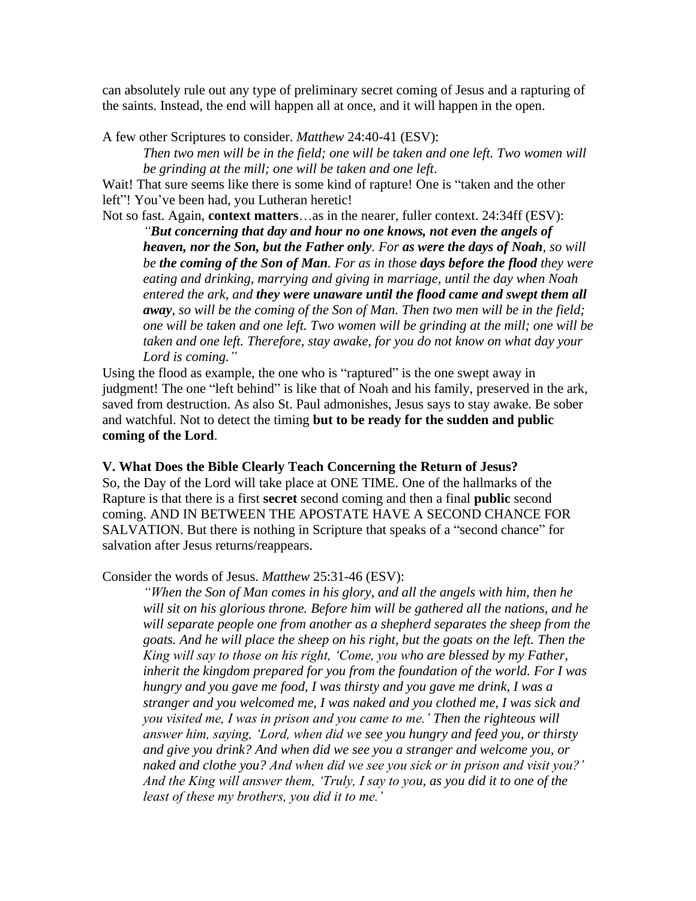can absolutely rule out any type of preliminary secret coming of Jesus and a rapturing of the saints. Instead, the end will happen all at once, and it will happen in the open.

A few other Scriptures to consider. *Matthew* 24:40-41 (ESV):

> *Then two men will be in the field; one will be taken and one left. Two women will be grinding at the mill; one will be taken and one left*.

Wait! That sure seems like there is some kind of rapture! One is "taken and the other left"! You've been had, you Lutheran heretic!

Not so fast. Again, **context matters**…as in the nearer, fuller context. 24:34ff (ESV):

> *"**But concerning that day and hour no one knows, not even the angels of heaven, nor the Son, but the Father only**. For **as were the days of Noah**, so will be **the coming of the Son of Man**. For as in those **days before the flood** they were eating and drinking, marrying and giving in marriage, until the day when Noah entered the ark, and **they were unaware until the flood came and swept them all away**, so will be the coming of the Son of Man. Then two men will be in the field; one will be taken and one left. Two women will be grinding at the mill; one will be taken and one left. Therefore, stay awake, for you do not know on what day your Lord is coming."*

Using the flood as example, the one who is "raptured" is the one swept away in judgment! The one "left behind" is like that of Noah and his family, preserved in the ark, saved from destruction. As also St. Paul admonishes, Jesus says to stay awake. Be sober and watchful. Not to detect the timing **but to be ready for the sudden and public coming of the Lord**.

**V. What Does the Bible Clearly Teach Concerning the Return of Jesus?**

So, the Day of the Lord will take place at ONE TIME. One of the hallmarks of the Rapture is that there is a first **secret** second coming and then a final **public** second coming. AND IN BETWEEN THE APOSTATE HAVE A SECOND CHANCE FOR SALVATION. But there is nothing in Scripture that speaks of a "second chance" for salvation after Jesus returns/reappears.

Consider the words of Jesus. *Matthew* 25:31-46 (ESV):

> *"When the Son of Man comes in his glory, and all the angels with him, then he will sit on his glorious throne. Before him will be gathered all the nations, and he will separate people one from another as a shepherd separates the sheep from the goats. And he will place the sheep on his right, but the goats on the left. Then the King will say to those on his right, 'Come, you who are blessed by my Father, inherit the kingdom prepared for you from the foundation of the world. For I was hungry and you gave me food, I was thirsty and you gave me drink, I was a stranger and you welcomed me, I was naked and you clothed me, I was sick and you visited me, I was in prison and you came to me.' Then the righteous will answer him, saying, 'Lord, when did we see you hungry and feed you, or thirsty and give you drink? And when did we see you a stranger and welcome you, or naked and clothe you? And when did we see you sick or in prison and visit you?' And the King will answer them, 'Truly, I say to you, as you did it to one of the least of these my brothers, you did it to me.'*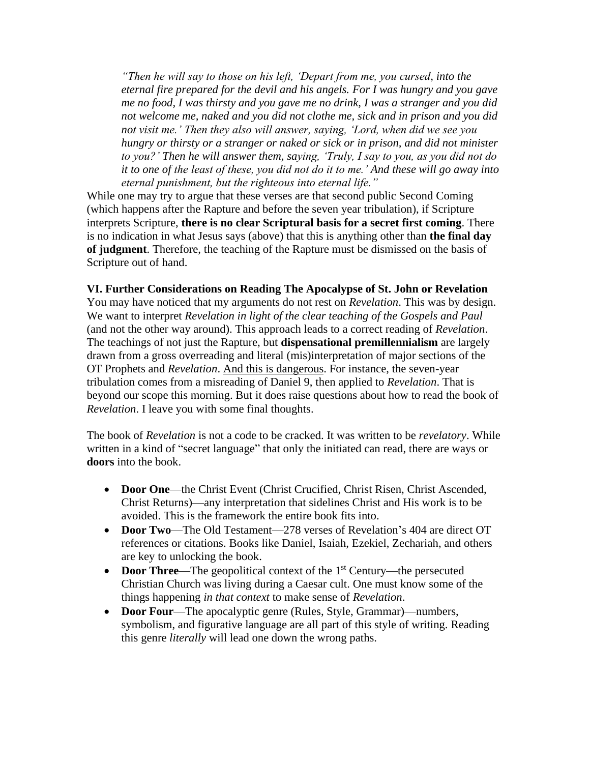> *"Then he will say to those on his left, 'Depart from me, you cursed, into the eternal fire prepared for the devil and his angels. For I was hungry and you gave me no food, I was thirsty and you gave me no drink, I was a stranger and you did not welcome me, naked and you did not clothe me, sick and in prison and you did not visit me.' Then they also will answer, saying, 'Lord, when did we see you hungry or thirsty or a stranger or naked or sick or in prison, and did not minister to you?' Then he will answer them, saying, 'Truly, I say to you, as you did not do it to one of the least of these, you did not do it to me.' And these will go away into eternal punishment, but the righteous into eternal life."*

While one may try to argue that these verses are that second public Second Coming (which happens after the Rapture and before the seven year tribulation), if Scripture interprets Scripture, **there is no clear Scriptural basis for a secret first coming**. There is no indication in what Jesus says (above) that this is anything other than **the final day of judgment**. Therefore, the teaching of the Rapture must be dismissed on the basis of Scripture out of hand.

**VI. Further Considerations on Reading The Apocalypse of St. John or Revelation**

You may have noticed that my arguments do not rest on *Revelation*. This was by design. We want to interpret *Revelation in light of the clear teaching of the Gospels and Paul* (and not the other way around). This approach leads to a correct reading of *Revelation*. The teachings of not just the Rapture, but **dispensational premillennialism** are largely drawn from a gross overreading and literal (mis)interpretation of major sections of the OT Prophets and *Revelation*. <u>And this is dangerous</u>. For instance, the seven-year tribulation comes from a misreading of Daniel 9, then applied to *Revelation*. That is beyond our scope this morning. But it does raise questions about how to read the book of *Revelation*. I leave you with some final thoughts.

The book of *Revelation* is not a code to be cracked. It was written to be *revelatory*. While written in a kind of "secret language" that only the initiated can read, there are ways or **doors** into the book.

- **Door One**—the Christ Event (Christ Crucified, Christ Risen, Christ Ascended, Christ Returns)—any interpretation that sidelines Christ and His work is to be avoided. This is the framework the entire book fits into.
- **Door Two**—The Old Testament—278 verses of Revelation's 404 are direct OT references or citations. Books like Daniel, Isaiah, Ezekiel, Zechariah, and others are key to unlocking the book.
- **Door Three**—The geopolitical context of the 1st Century—the persecuted Christian Church was living during a Caesar cult. One must know some of the things happening *in that context* to make sense of *Revelation*.
- **Door Four**—The apocalyptic genre (Rules, Style, Grammar)—numbers, symbolism, and figurative language are all part of this style of writing. Reading this genre *literally* will lead one down the wrong paths.